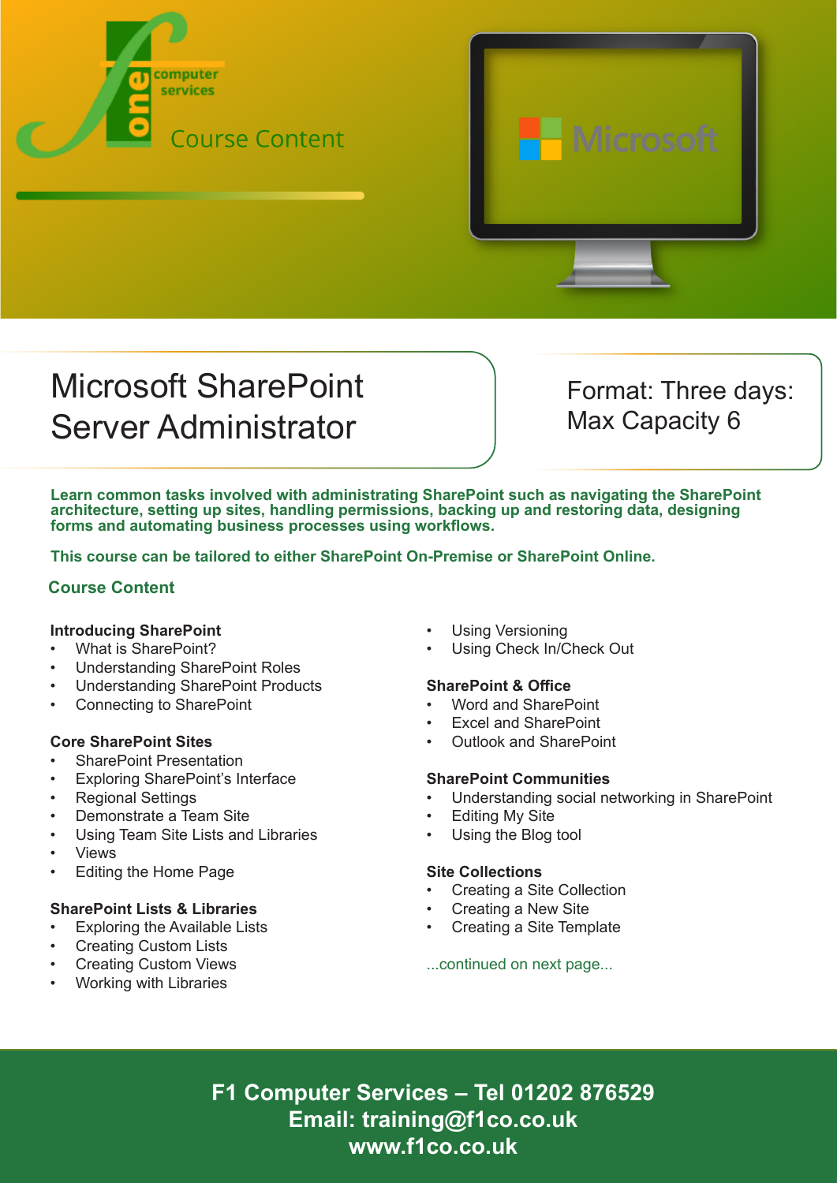one computer services

Course Content

# Microsoft SharePoint Server Administrator

Format: Three days: Max Capacity 6

**Learn common tasks involved with administrating SharePoint such as navigating the SharePoint architecture, setting up sites, handling permissions, backing up and restoring data, designing forms and automating business processes using workflows.**

**This course can be tailored to either SharePoint On-Premise or SharePoint Online.**

## Course Content

**Introducing SharePoint**
- What is SharePoint?
- Understanding SharePoint Roles
- Understanding SharePoint Products
- Connecting to SharePoint

**Core SharePoint Sites**
- SharePoint Presentation
- Exploring SharePoint's Interface
- Regional Settings
- Demonstrate a Team Site
- Using Team Site Lists and Libraries
- Views
- Editing the Home Page

**SharePoint Lists & Libraries**
- Exploring the Available Lists
- Creating Custom Lists
- Creating Custom Views
- Working with Libraries
- Using Versioning
- Using Check In/Check Out

**SharePoint & Office**
- Word and SharePoint
- Excel and SharePoint
- Outlook and SharePoint

**SharePoint Communities**
- Understanding social networking in SharePoint
- Editing My Site
- Using the Blog tool

**Site Collections**
- Creating a Site Collection
- Creating a New Site
- Creating a Site Template

...continued on next page...

**F1 Computer Services – Tel 01202 876529**
**Email: training@f1co.co.uk**
**www.f1co.co.uk**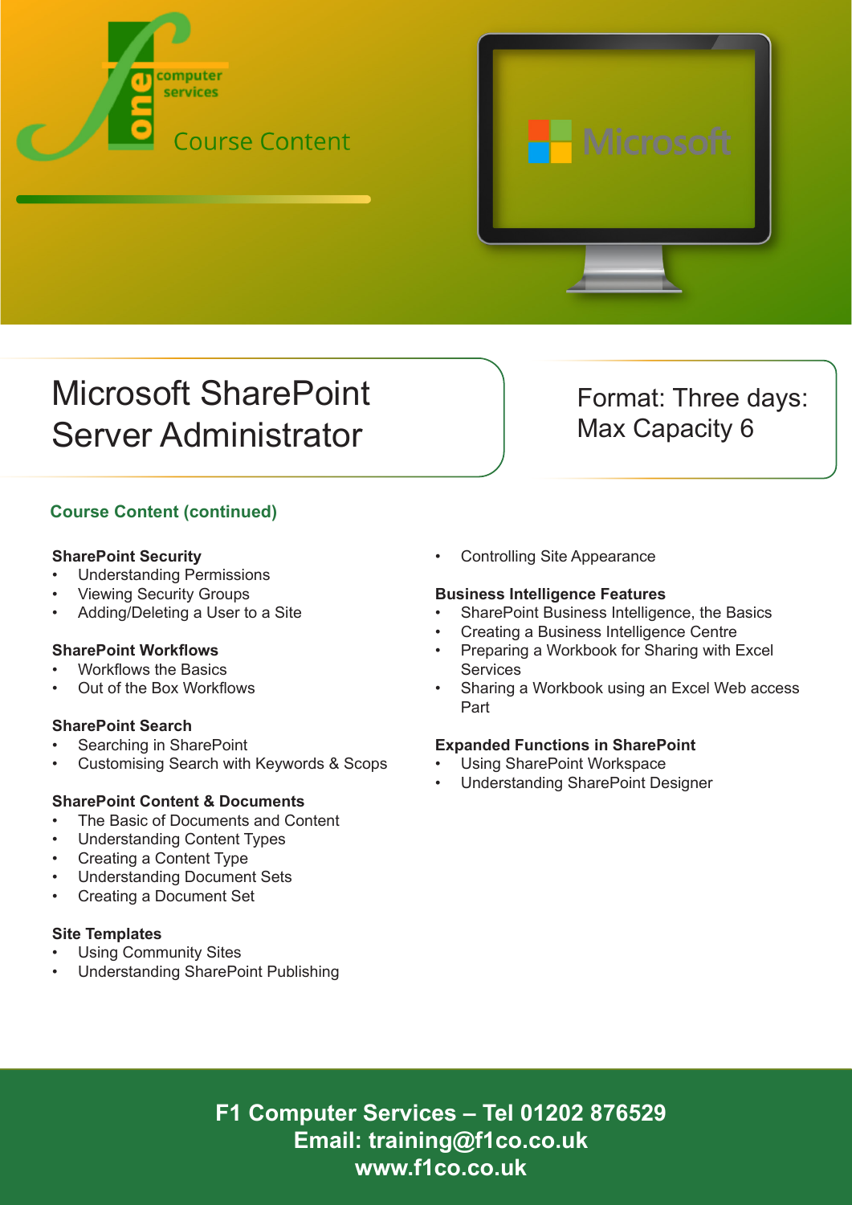Course Content

# Microsoft SharePoint Server Administrator

Format: Three days: Max Capacity 6

## Course Content (continued)

**SharePoint Security**

- Understanding Permissions
- Viewing Security Groups
- Adding/Deleting a User to a Site

**SharePoint Workflows**

- Workflows the Basics
- Out of the Box Workflows

**SharePoint Search**

- Searching in SharePoint
- Customising Search with Keywords & Scops

**SharePoint Content & Documents**

- The Basic of Documents and Content
- Understanding Content Types
- Creating a Content Type
- Understanding Document Sets
- Creating a Document Set

**Site Templates**

- Using Community Sites
- Understanding SharePoint Publishing
- Controlling Site Appearance

**Business Intelligence Features**

- SharePoint Business Intelligence, the Basics
- Creating a Business Intelligence Centre
- Preparing a Workbook for Sharing with Excel Services
- Sharing a Workbook using an Excel Web access Part

**Expanded Functions in SharePoint**

- Using SharePoint Workspace
- Understanding SharePoint Designer

**F1 Computer Services – Tel 01202 876529**
**Email: training@f1co.co.uk**
**www.f1co.co.uk**